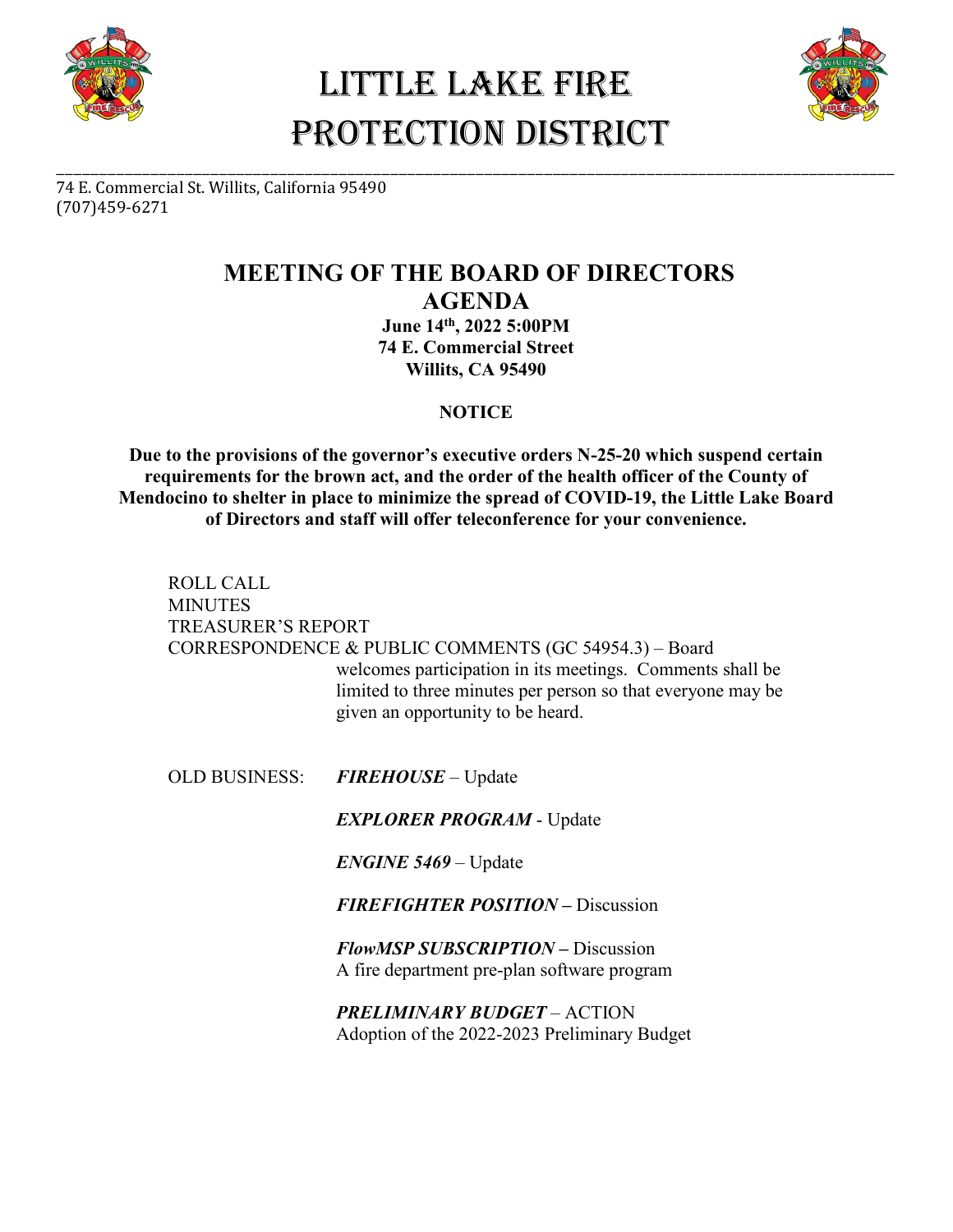# LITTLE LAKE FIRE PROTECTION DISTRICT

74 E. Commercial St. Willits, California 95490
(707)459-6271

## MEETING OF THE BOARD OF DIRECTORS
## AGENDA

**June 14th, 2022 5:00PM**
**74 E. Commercial Street**
**Willits, CA 95490**

**NOTICE**

**Due to the provisions of the governor's executive orders N-25-20 which suspend certain requirements for the brown act, and the order of the health officer of the County of Mendocino to shelter in place to minimize the spread of COVID-19, the Little Lake Board of Directors and staff will offer teleconference for your convenience.**

ROLL CALL
MINUTES
TREASURER'S REPORT
CORRESPONDENCE & PUBLIC COMMENTS (GC 54954.3) – Board welcomes participation in its meetings. Comments shall be limited to three minutes per person so that everyone may be given an opportunity to be heard.

OLD BUSINESS:

***FIREHOUSE*** – Update

***EXPLORER PROGRAM*** - Update

***ENGINE 5469*** – Update

***FIREFIGHTER POSITION*** **–** Discussion

***FlowMSP SUBSCRIPTION*** **–** Discussion
A fire department pre-plan software program

***PRELIMINARY BUDGET*** – ACTION
Adoption of the 2022-2023 Preliminary Budget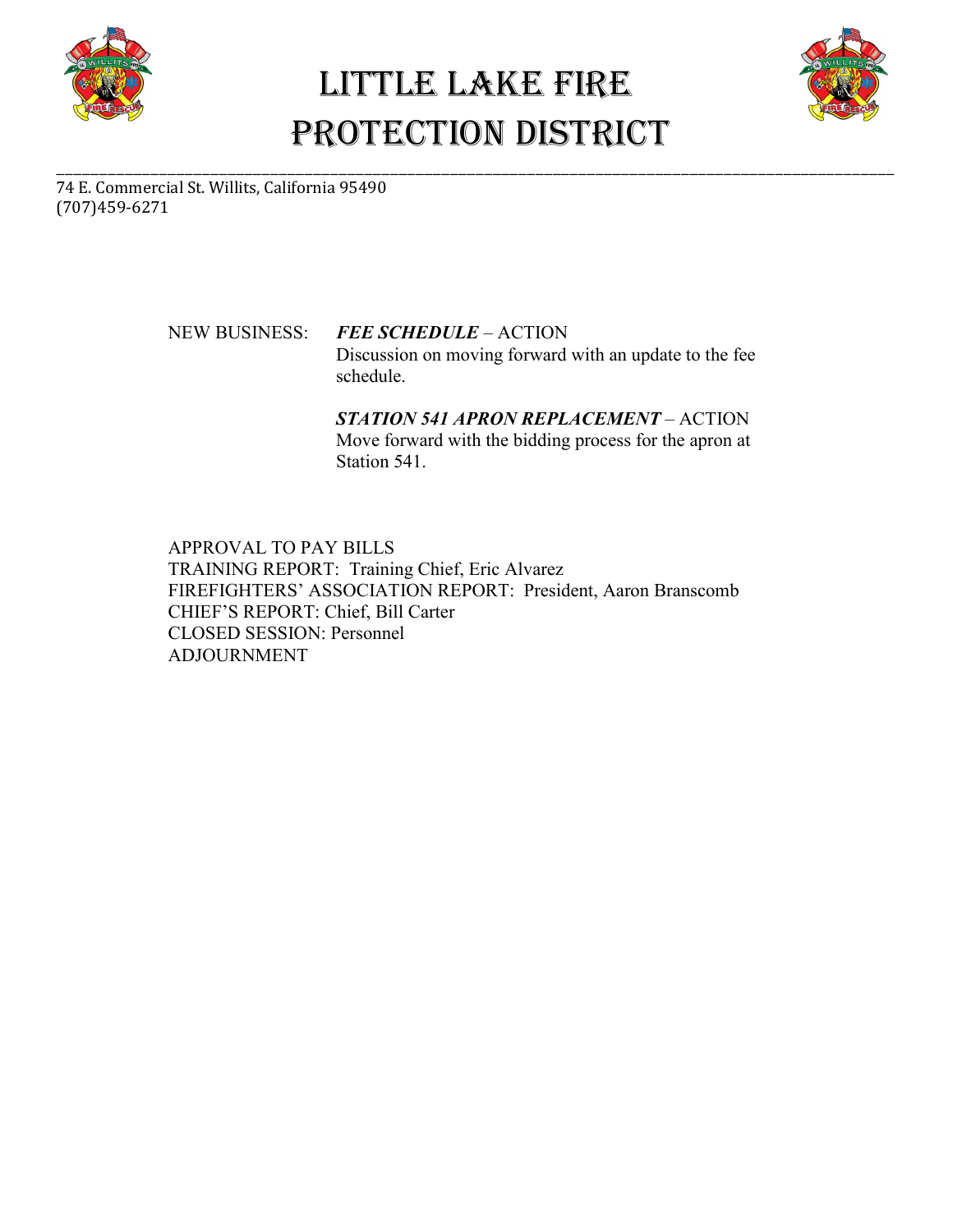# LITTLE LAKE FIRE PROTECTION DISTRICT

74 E. Commercial St. Willits, California 95490
(707)459-6271

NEW BUSINESS: ***FEE SCHEDULE*** – ACTION
Discussion on moving forward with an update to the fee schedule.

***STATION 541 APRON REPLACEMENT*** – ACTION
Move forward with the bidding process for the apron at Station 541.

APPROVAL TO PAY BILLS
TRAINING REPORT: Training Chief, Eric Alvarez
FIREFIGHTERS' ASSOCIATION REPORT: President, Aaron Branscomb
CHIEF'S REPORT: Chief, Bill Carter
CLOSED SESSION: Personnel
ADJOURNMENT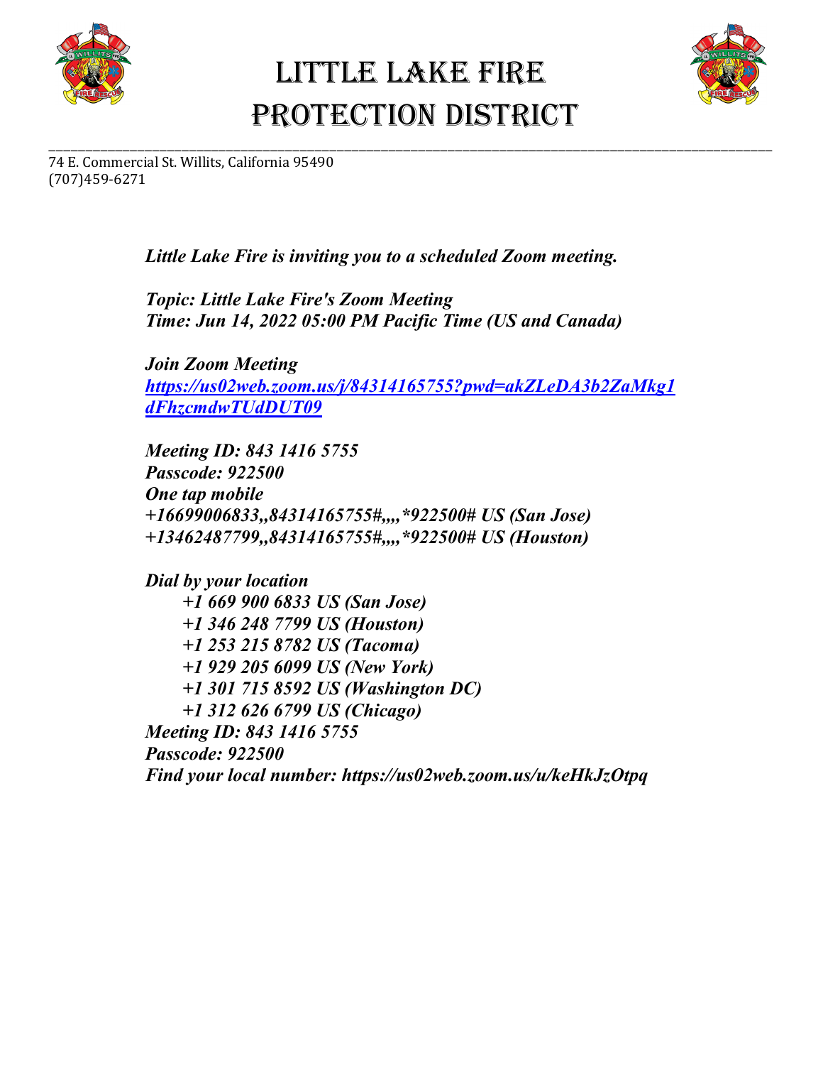# Little Lake Fire Protection District

74 E. Commercial St. Willits, California 95490
(707)459-6271

***Little Lake Fire is inviting you to a scheduled Zoom meeting.***

***Topic: Little Lake Fire's Zoom Meeting***
***Time: Jun 14, 2022 05:00 PM Pacific Time (US and Canada)***

***Join Zoom Meeting***
***https://us02web.zoom.us/j/84314165755?pwd=akZLeDA3b2ZaMkg1dFhzcmdwTUdDUT09***

***Meeting ID: 843 1416 5755***
***Passcode: 922500***
***One tap mobile***
***+16699006833,,84314165755#,,,,*922500# US (San Jose)***
***+13462487799,,84314165755#,,,,*922500# US (Houston)***

***Dial by your location***
***+1 669 900 6833 US (San Jose)***
***+1 346 248 7799 US (Houston)***
***+1 253 215 8782 US (Tacoma)***
***+1 929 205 6099 US (New York)***
***+1 301 715 8592 US (Washington DC)***
***+1 312 626 6799 US (Chicago)***
***Meeting ID: 843 1416 5755***
***Passcode: 922500***
***Find your local number: https://us02web.zoom.us/u/keHkJzOtpq***